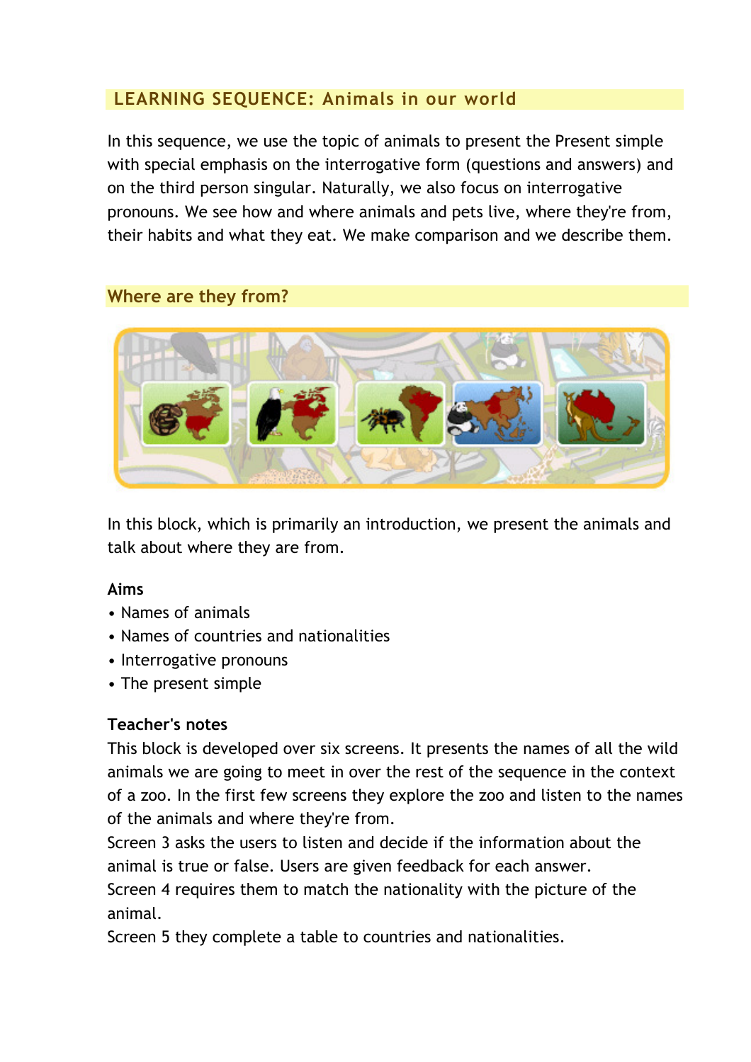## LEARNING SEQUENCE: Animals in our world

In this sequence, we use the topic of animals to present the Present simple with special emphasis on the interrogative form (questions and answers) and on the third person singular. Naturally, we also focus on interrogative pronouns. We see how and where animals and pets live, where they're from, their habits and what they eat. We make comparison and we describe them.

### Where are they from?

In this block, which is primarily an introduction, we present the animals and talk about where they are from.

**Aims**

- Names of animals
- Names of countries and nationalities
- Interrogative pronouns
- The present simple

**Teacher's notes**

This block is developed over six screens. It presents the names of all the wild animals we are going to meet in over the rest of the sequence in the context of a zoo. In the first few screens they explore the zoo and listen to the names of the animals and where they're from.

Screen 3 asks the users to listen and decide if the information about the animal is true or false. Users are given feedback for each answer.

Screen 4 requires them to match the nationality with the picture of the animal.

Screen 5 they complete a table to countries and nationalities.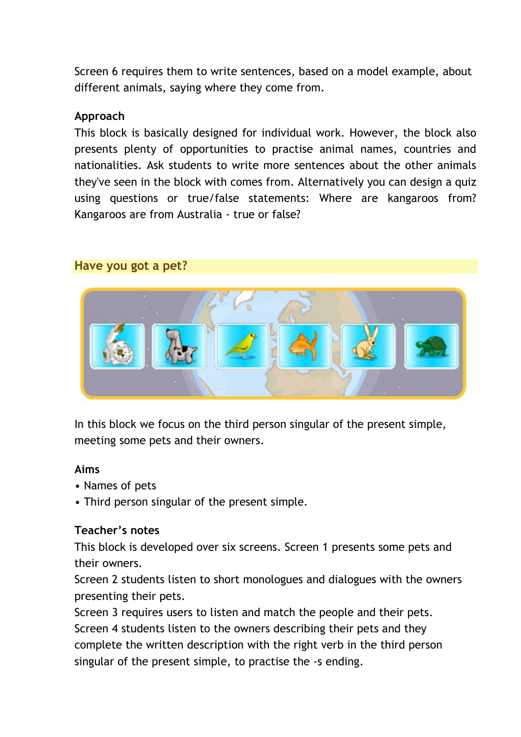Screen 6 requires them to write sentences, based on a model example, about different animals, saying where they come from.

**Approach**

This block is basically designed for individual work. However, the block also presents plenty of opportunities to practise animal names, countries and nationalities. Ask students to write more sentences about the other animals they've seen in the block with comes from. Alternatively you can design a quiz using questions or true/false statements: Where are kangaroos from? Kangaroos are from Australia - true or false?

## Have you got a pet?

In this block we focus on the third person singular of the present simple, meeting some pets and their owners.

**Aims**

- Names of pets
- Third person singular of the present simple.

**Teacher's notes**

This block is developed over six screens. Screen 1 presents some pets and their owners.

Screen 2 students listen to short monologues and dialogues with the owners presenting their pets.

Screen 3 requires users to listen and match the people and their pets.

Screen 4 students listen to the owners describing their pets and they complete the written description with the right verb in the third person singular of the present simple, to practise the -s ending.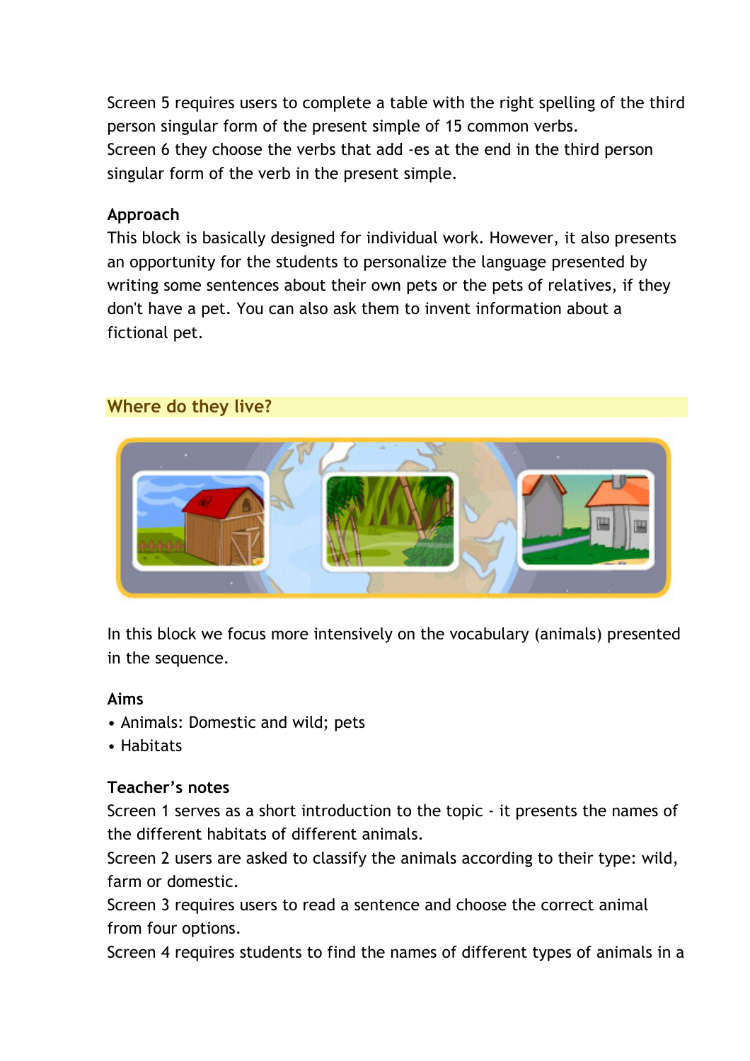Screen 5 requires users to complete a table with the right spelling of the third person singular form of the present simple of 15 common verbs.
Screen 6 they choose the verbs that add -es at the end in the third person singular form of the verb in the present simple.

**Approach**
This block is basically designed for individual work. However, it also presents an opportunity for the students to personalize the language presented by writing some sentences about their own pets or the pets of relatives, if they don't have a pet. You can also ask them to invent information about a fictional pet.

## Where do they live?

In this block we focus more intensively on the vocabulary (animals) presented in the sequence.

**Aims**

- Animals: Domestic and wild; pets
- Habitats

**Teacher's notes**
Screen 1 serves as a short introduction to the topic - it presents the names of the different habitats of different animals.
Screen 2 users are asked to classify the animals according to their type: wild, farm or domestic.
Screen 3 requires users to read a sentence and choose the correct animal from four options.
Screen 4 requires students to find the names of different types of animals in a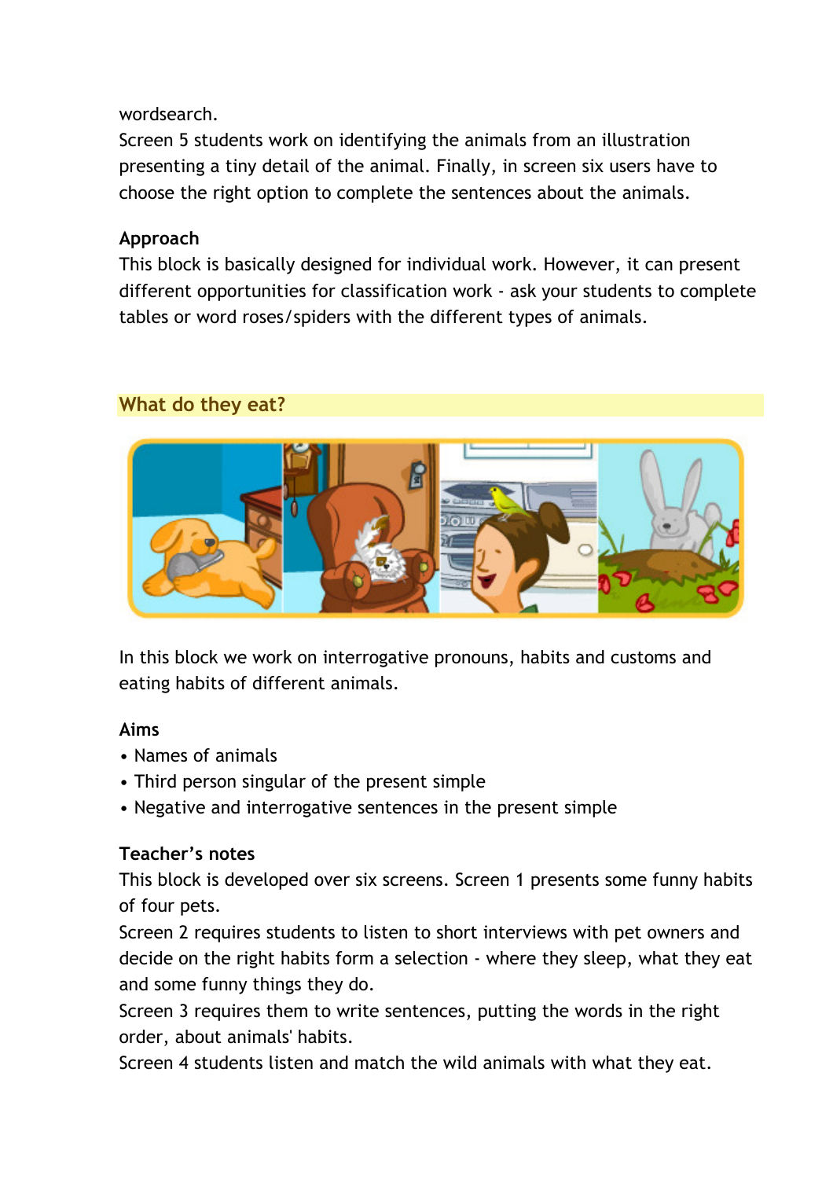wordsearch.
Screen 5 students work on identifying the animals from an illustration presenting a tiny detail of the animal. Finally, in screen six users have to choose the right option to complete the sentences about the animals.

### Approach

This block is basically designed for individual work. However, it can present different opportunities for classification work - ask your students to complete tables or word roses/spiders with the different types of animals.

## What do they eat?

In this block we work on interrogative pronouns, habits and customs and eating habits of different animals.

### Aims

- Names of animals
- Third person singular of the present simple
- Negative and interrogative sentences in the present simple

### Teacher's notes

This block is developed over six screens. Screen 1 presents some funny habits of four pets.
Screen 2 requires students to listen to short interviews with pet owners and decide on the right habits form a selection - where they sleep, what they eat and some funny things they do.
Screen 3 requires them to write sentences, putting the words in the right order, about animals' habits.
Screen 4 students listen and match the wild animals with what they eat.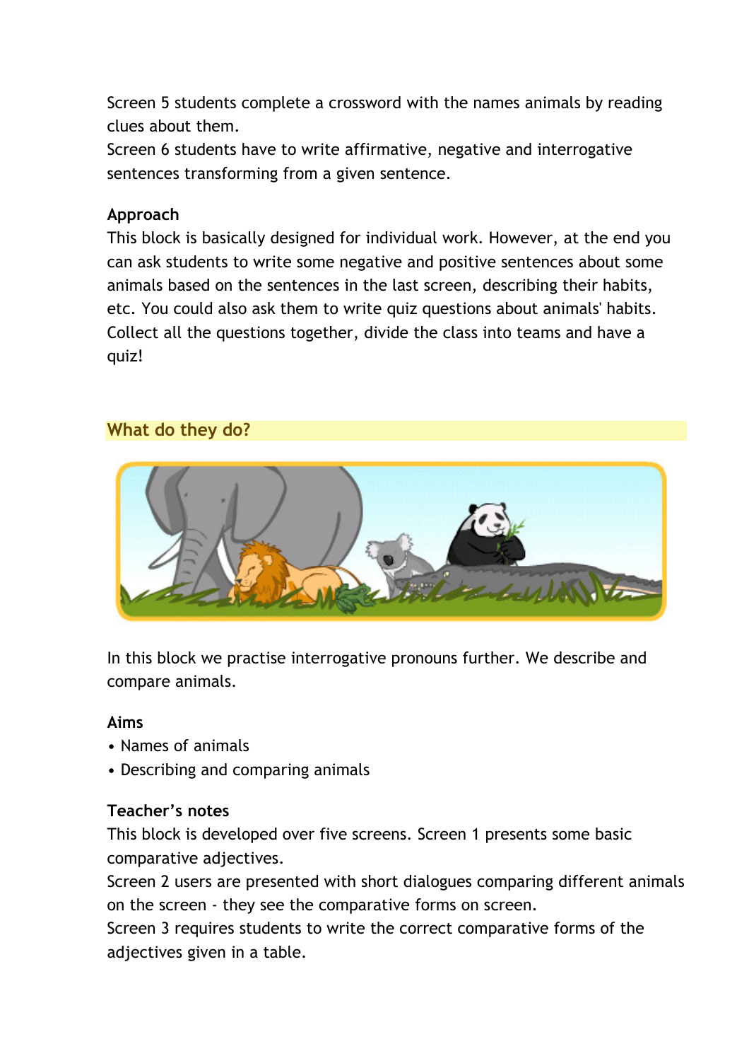Screen 5 students complete a crossword with the names animals by reading clues about them.
Screen 6 students have to write affirmative, negative and interrogative sentences transforming from a given sentence.

**Approach**
This block is basically designed for individual work. However, at the end you can ask students to write some negative and positive sentences about some animals based on the sentences in the last screen, describing their habits, etc. You could also ask them to write quiz questions about animals' habits. Collect all the questions together, divide the class into teams and have a quiz!

## What do they do?

In this block we practise interrogative pronouns further. We describe and compare animals.

**Aims**
• Names of animals
• Describing and comparing animals

**Teacher's notes**
This block is developed over five screens. Screen 1 presents some basic comparative adjectives.
Screen 2 users are presented with short dialogues comparing different animals on the screen - they see the comparative forms on screen.
Screen 3 requires students to write the correct comparative forms of the adjectives given in a table.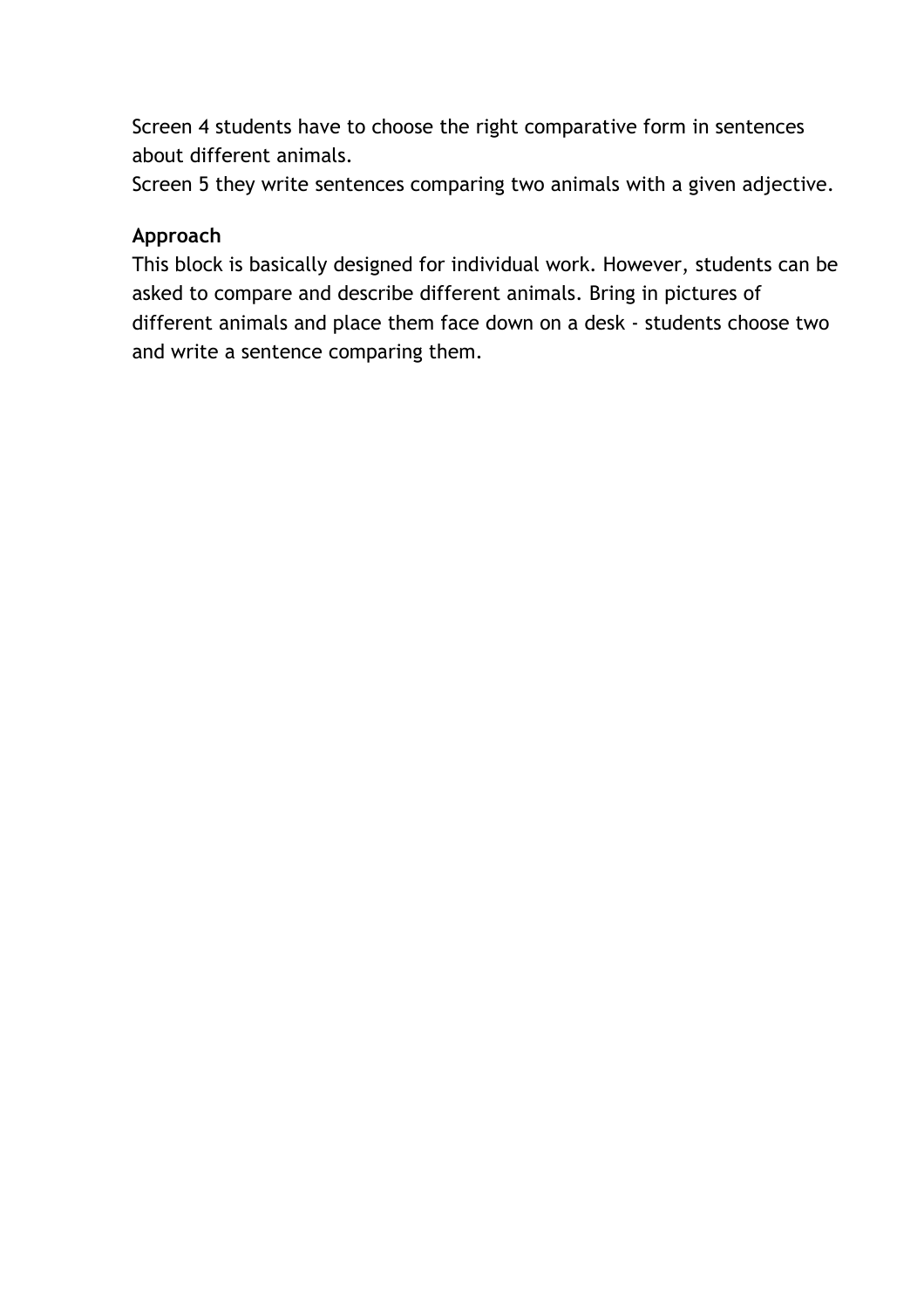Screen 4 students have to choose the right comparative form in sentences about different animals.
Screen 5 they write sentences comparing two animals with a given adjective.

**Approach**
This block is basically designed for individual work. However, students can be asked to compare and describe different animals. Bring in pictures of different animals and place them face down on a desk - students choose two and write a sentence comparing them.